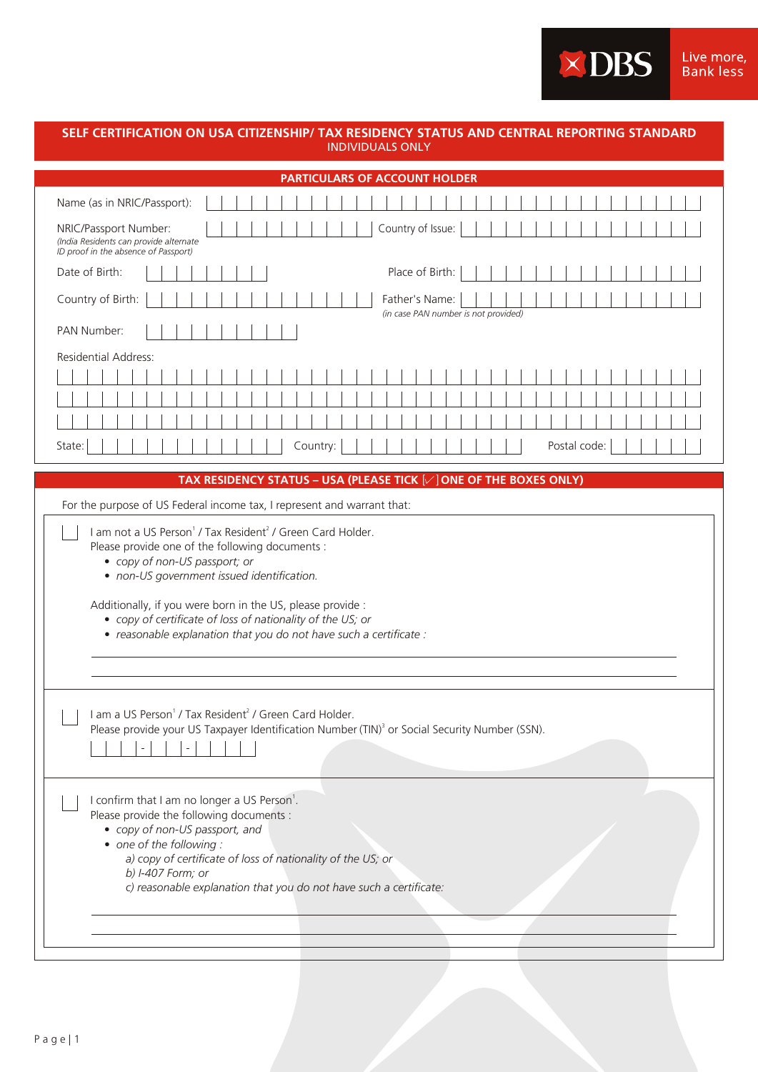DBS Live more, Bank less

# SELF CERTIFICATION ON USA CITIZENSHIP/ TAX RESIDENCY STATUS AND CENTRAL REPORTING STANDARD

INDIVIDUALS ONLY

## PARTICULARS OF ACCOUNT HOLDER

Name (as in NRIC/Passport):

NRIC/Passport Number:
*(India Residents can provide alternate ID proof in the absence of Passport)*

Country of Issue:

Date of Birth:

Place of Birth:

Country of Birth:

Father's Name:
*(in case PAN number is not provided)*

PAN Number:

Residential Address:

State:

Country:

Postal code:

## TAX RESIDENCY STATUS – USA (PLEASE TICK [✓] ONE OF THE BOXES ONLY)

For the purpose of US Federal income tax, I represent and warrant that:

☐ I am not a US Person[1] / Tax Resident[2] / Green Card Holder.
Please provide one of the following documents :

- *copy of non-US passport; or*
- *non-US government issued identification.*

Additionally, if you were born in the US, please provide :

- *copy of certificate of loss of nationality of the US; or*
- *reasonable explanation that you do not have such a certificate :*

______________________________________________

______________________________________________

☐ I am a US Person[1] / Tax Resident[2] / Green Card Holder.
Please provide your US Taxpayer Identification Number (TIN)[3] or Social Security Number (SSN).

\_ \_ \_ - \_ \_ - \_ \_ \_ \_

☐ I confirm that I am no longer a US Person[1].
Please provide the following documents :

- *copy of non-US passport, and*
- *one of the following :*
  - *a) copy of certificate of loss of nationality of the US; or*
  - *b) I-407 Form; or*
  - *c) reasonable explanation that you do not have such a certificate:*

______________________________________________

______________________________________________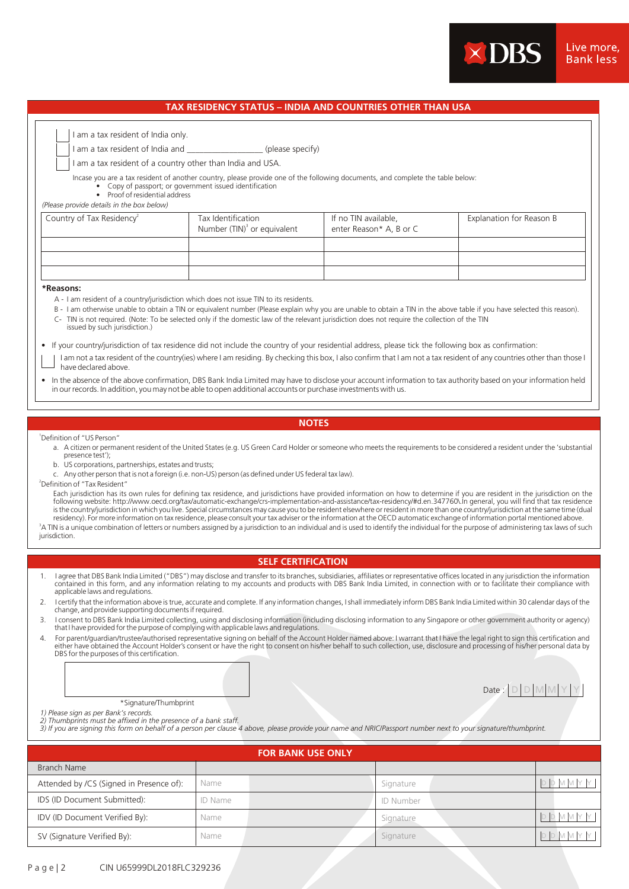DBS Live more, Bank less

## TAX RESIDENCY STATUS – INDIA AND COUNTRIES OTHER THAN USA

☐ I am a tax resident of India only.

☐ I am a tax resident of India and _________________ (please specify)

☐ I am a tax resident of a country other than India and USA.

Incase you are a tax resident of another country, please provide one of the following documents, and complete the table below:
- Copy of passport; or government issued identification
- Proof of residential address

*(Please provide details in the box below)*

| Country of Tax Residency[2] | Tax Identification Number (TIN)[3] or equivalent | If no TIN available, enter Reason* A, B or C | Explanation for Reason B |
|---|---|---|---|
| | | | |
| | | | |
| | | | |

**\*Reasons:**

A - I am resident of a country/jurisdiction which does not issue TIN to its residents.

B - I am otherwise unable to obtain a TIN or equivalent number (Please explain why you are unable to obtain a TIN in the above table if you have selected this reason).

C- TIN is not required. (Note: To be selected only if the domestic law of the relevant jurisdiction does not require the collection of the TIN issued by such jurisdiction.)

- If your country/jurisdiction of tax residence did not include the country of your residential address, please tick the following box as confirmation:

☐ I am not a tax resident of the country(ies) where I am residing. By checking this box, I also confirm that I am not a tax resident of any countries other than those I have declared above.

- In the absence of the above confirmation, DBS Bank India Limited may have to disclose your account information to tax authority based on your information held in our records. In addition, you may not be able to open additional accounts or purchase investments with us.

## NOTES

[1]Definition of "US Person"

a. A citizen or permanent resident of the United States (e.g. US Green Card Holder or someone who meets the requirements to be considered a resident under the 'substantial presence test');

b. US corporations, partnerships, estates and trusts;

c. Any other person that is not a foreign (i.e. non-US) person (as defined under US federal tax law).

[2]Definition of "Tax Resident"

Each jurisdiction has its own rules for defining tax residence, and jurisdictions have provided information on how to determine if you are resident in the jurisdiction on the following website: http://www.oecd.org/tax/automatic-exchange/crs-implementation-and-assistance/tax-residency/#d.en.347760\.In general, you will find that tax residence is the country/jurisdiction in which you live. Special circumstances may cause you to be resident elsewhere or resident in more than one country/jurisdiction at the same time (dual residency). For more information on tax residence, please consult your tax adviser or the information at the OECD automatic exchange of information portal mentioned above.

[3]A TIN is a unique combination of letters or numbers assigned by a jurisdiction to an individual and is used to identify the individual for the purpose of administering tax laws of such jurisdiction.

## SELF CERTIFICATION

1. I agree that DBS Bank India Limited ("DBS") may disclose and transfer to its branches, subsidiaries, affiliates or representative offices located in any jurisdiction the information contained in this form, and any information relating to my accounts and products with DBS Bank India Limited, in connection with or to facilitate their compliance with applicable laws and regulations.
2. I certify that the information above is true, accurate and complete. If any information changes, I shall immediately inform DBS Bank India Limited within 30 calendar days of the change, and provide supporting documents if required.
3. I consent to DBS Bank India Limited collecting, using and disclosing information (including disclosing information to any Singapore or other government authority or agency) that I have provided for the purpose of complying with applicable laws and regulations.
4. For parent/guardian/trustee/authorised representative signing on behalf of the Account Holder named above: I warrant that I have the legal right to sign this certification and either have obtained the Account Holder's consent or have the right to consent on his/her behalf to such collection, use, disclosure and processing of his/her personal data by DBS for the purposes of this certification.

\*Signature/Thumbprint

Date : D D M M Y Y

*1) Please sign as per Bank's records.*
*2) Thumbprints must be affixed in the presence of a bank staff.*
*3) If you are signing this form on behalf of a person per clause 4 above, please provide your name and NRIC/Passport number next to your signature/thumbprint.*

## FOR BANK USE ONLY

| | | | |
|---|---|---|---|
| Branch Name | | | |
| Attended by /CS (Signed in Presence of): | Name | Signature | D D M M Y Y |
| IDS (ID Document Submitted): | ID Name | ID Number | |
| IDV (ID Document Verified By): | Name | Signature | D D M M Y Y |
| SV (Signature Verified By): | Name | Signature | D D M M Y Y |

CIN U65999DL2018FLC329236